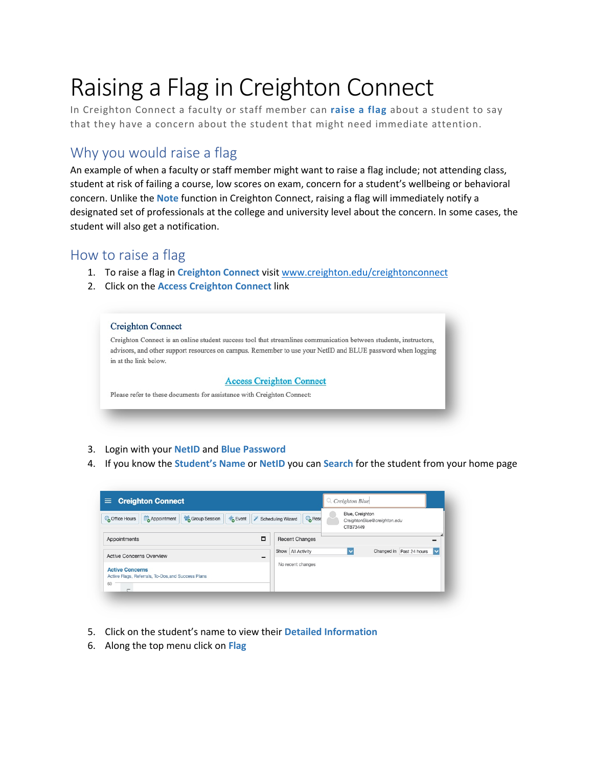# Raising a Flag in Creighton Connect

In Creighton Connect a faculty or staff member can **raise a flag** about a student to say that they have a concern about the student that might need immediate attention.

## Why you would raise a flag

An example of when a faculty or staff member might want to raise a flag include; not attending class, student at risk of failing a course, low scores on exam, concern for a student's wellbeing or behavioral concern. Unlike the **Note** function in Creighton Connect, raising a flag will immediately notify a designated set of professionals at the college and university level about the concern. In some cases, the student will also get a notification.

## How to raise a flag

1. To raise a flag in **Creighton Connect** visit www.creighton.edu/creightonconnect
2. Click on the **Access Creighton Connect** link
3. Login with your **NetID** and **Blue Password**
4. If you know the **Student's Name** or **NetID** you can **Search** for the student from your home page
5. Click on the student's name to view their **Detailed Information**
6. Along the top menu click on **Flag**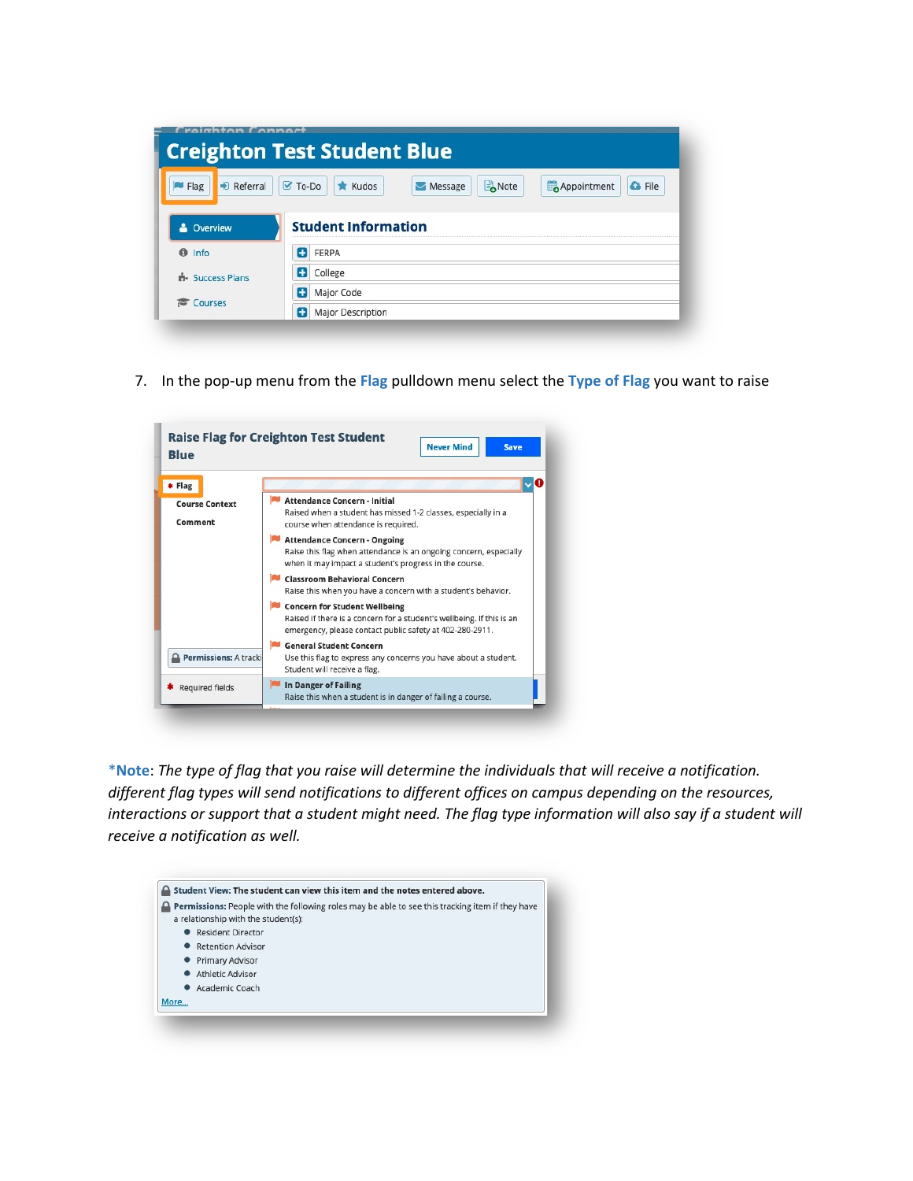7. In the pop-up menu from the **Flag** pulldown menu select the **Type of Flag** you want to raise

***Note**: *The type of flag that you raise will determine the individuals that will receive a notification. different flag types will send notifications to different offices on campus depending on the resources, interactions or support that a student might need. The flag type information will also say if a student will receive a notification as well.*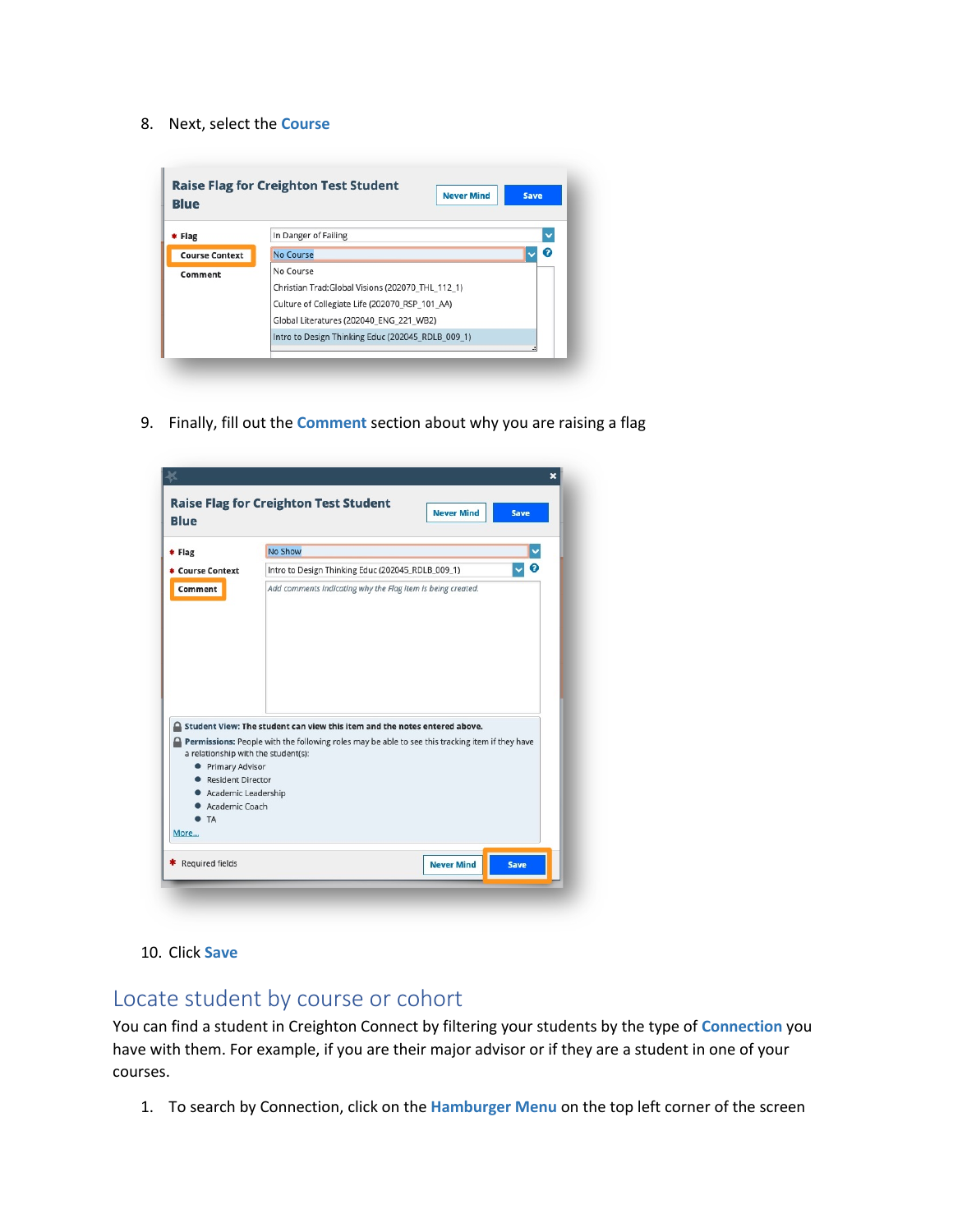8. Next, select the **Course**

9. Finally, fill out the **Comment** section about why you are raising a flag

10. Click **Save**

## Locate student by course or cohort

You can find a student in Creighton Connect by filtering your students by the type of **Connection** you have with them. For example, if you are their major advisor or if they are a student in one of your courses.

1. To search by Connection, click on the **Hamburger Menu** on the top left corner of the screen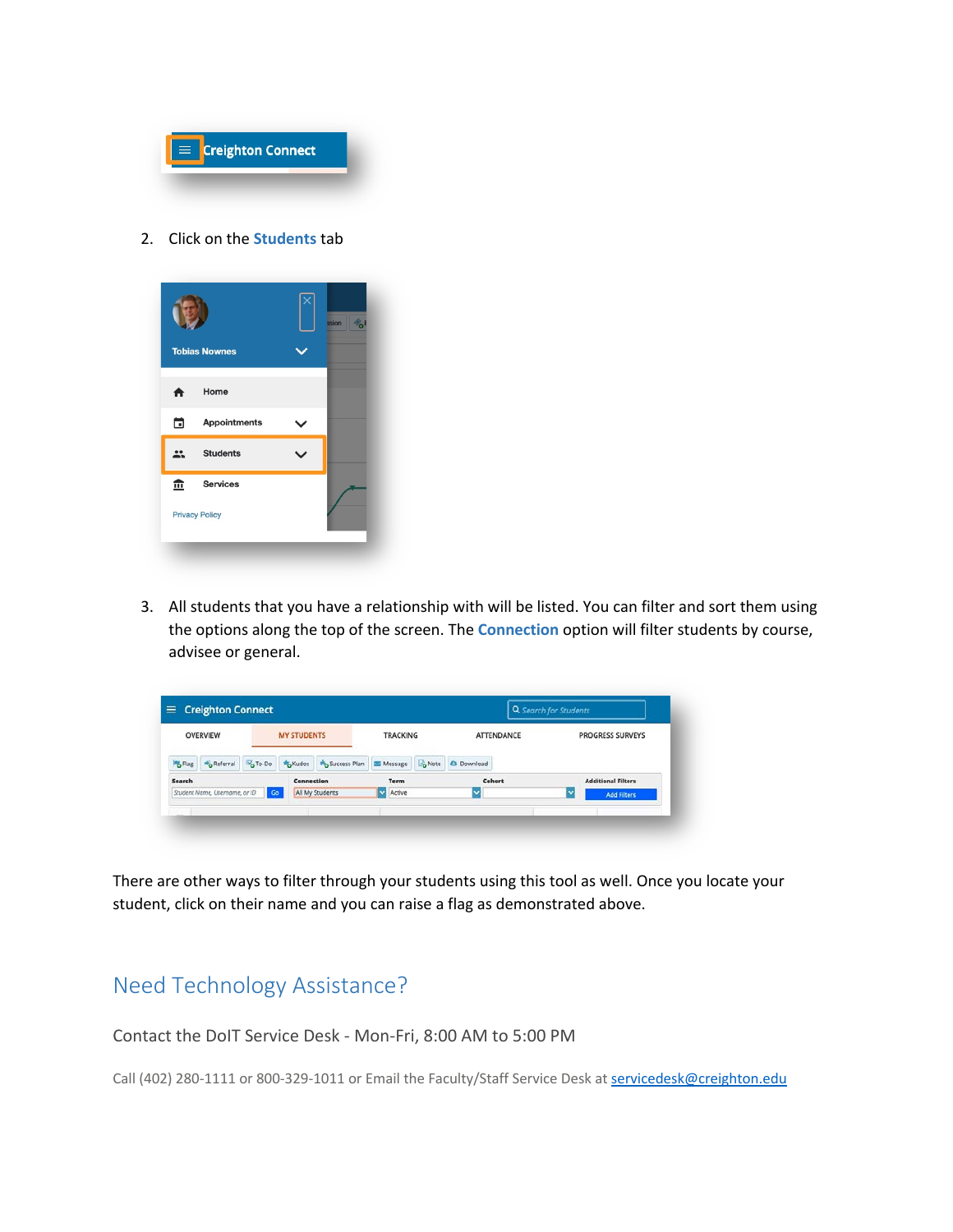2. Click on the **Students** tab

3. All students that you have a relationship with will be listed. You can filter and sort them using the options along the top of the screen. The **Connection** option will filter students by course, advisee or general.

There are other ways to filter through your students using this tool as well. Once you locate your student, click on their name and you can raise a flag as demonstrated above.

## Need Technology Assistance?

Contact the DoIT Service Desk - Mon-Fri, 8:00 AM to 5:00 PM

Call (402) 280-1111 or 800-329-1011 or Email the Faculty/Staff Service Desk at servicedesk@creighton.edu